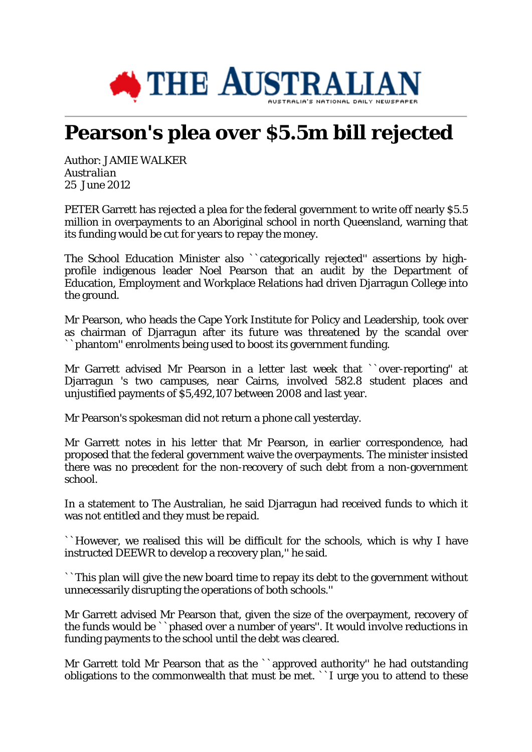# Pearson's plea over $5.5m bill rejected

Author: JAMIE WALKER
*Australian*
25 June 2012

PETER Garrett has rejected a plea for the federal government to write off nearly $5.5 million in overpayments to an Aboriginal school in north Queensland, warning that its funding would be cut for years to repay the money.

The School Education Minister also ``categorically rejected'' assertions by high-profile indigenous leader Noel Pearson that an audit by the Department of Education, Employment and Workplace Relations had driven Djarragun College into the ground.

Mr Pearson, who heads the Cape York Institute for Policy and Leadership, took over as chairman of Djarragun after its future was threatened by the scandal over ``phantom'' enrolments being used to boost its government funding.

Mr Garrett advised Mr Pearson in a letter last week that ``over-reporting'' at Djarragun 's two campuses, near Cairns, involved 582.8 student places and unjustified payments of $5,492,107 between 2008 and last year.

Mr Pearson's spokesman did not return a phone call yesterday.

Mr Garrett notes in his letter that Mr Pearson, in earlier correspondence, had proposed that the federal government waive the overpayments. The minister insisted there was no precedent for the non-recovery of such debt from a non-government school.

In a statement to The Australian, he said Djarragun had received funds to which it was not entitled and they must be repaid.

``However, we realised this will be difficult for the schools, which is why I have instructed DEEWR to develop a recovery plan,'' he said.

``This plan will give the new board time to repay its debt to the government without unnecessarily disrupting the operations of both schools.''

Mr Garrett advised Mr Pearson that, given the size of the overpayment, recovery of the funds would be ``phased over a number of years''. It would involve reductions in funding payments to the school until the debt was cleared.

Mr Garrett told Mr Pearson that as the ``approved authority'' he had outstanding obligations to the commonwealth that must be met. ``I urge you to attend to these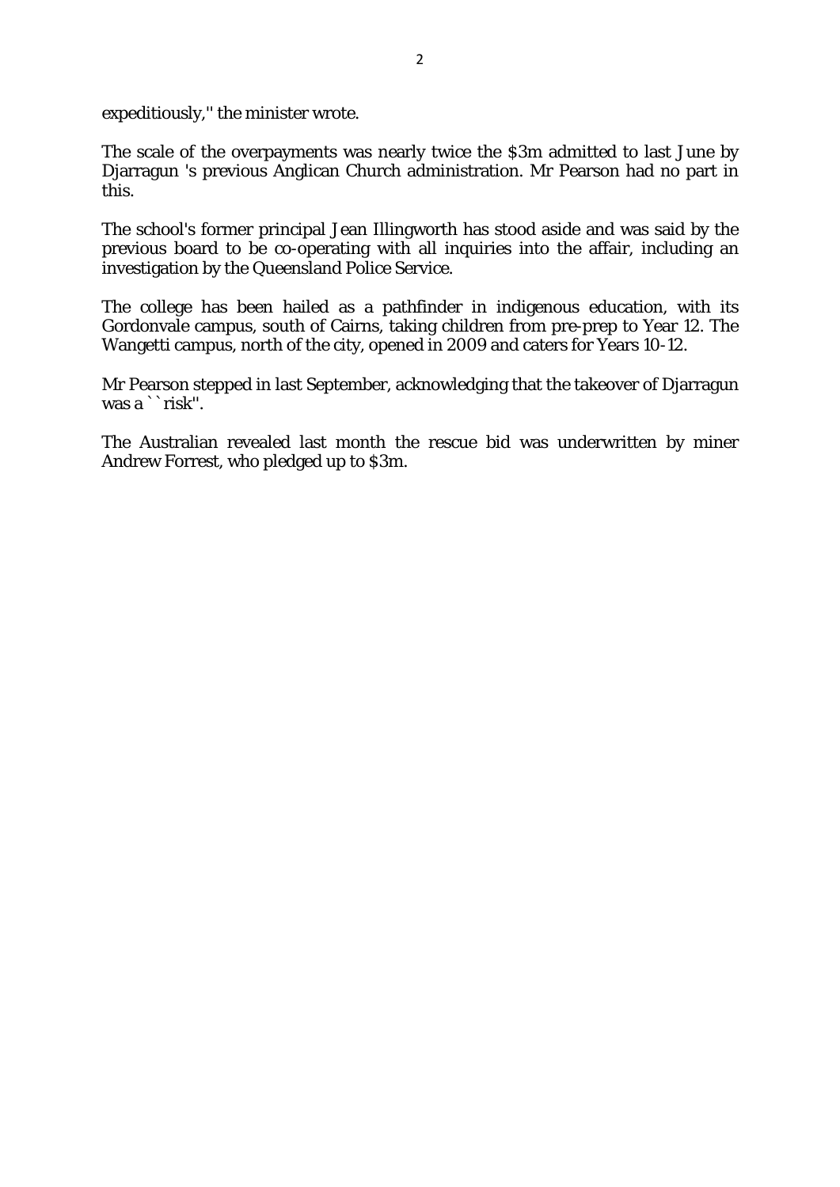expeditiously,'' the minister wrote.

The scale of the overpayments was nearly twice the $3m admitted to last June by Djarragun 's previous Anglican Church administration. Mr Pearson had no part in this.

The school's former principal Jean Illingworth has stood aside and was said by the previous board to be co-operating with all inquiries into the affair, including an investigation by the Queensland Police Service.

The college has been hailed as a pathfinder in indigenous education, with its Gordonvale campus, south of Cairns, taking children from pre-prep to Year 12. The Wangetti campus, north of the city, opened in 2009 and caters for Years 10-12.

Mr Pearson stepped in last September, acknowledging that the takeover of Djarragun was a ``risk''.

The Australian revealed last month the rescue bid was underwritten by miner Andrew Forrest, who pledged up to $3m.